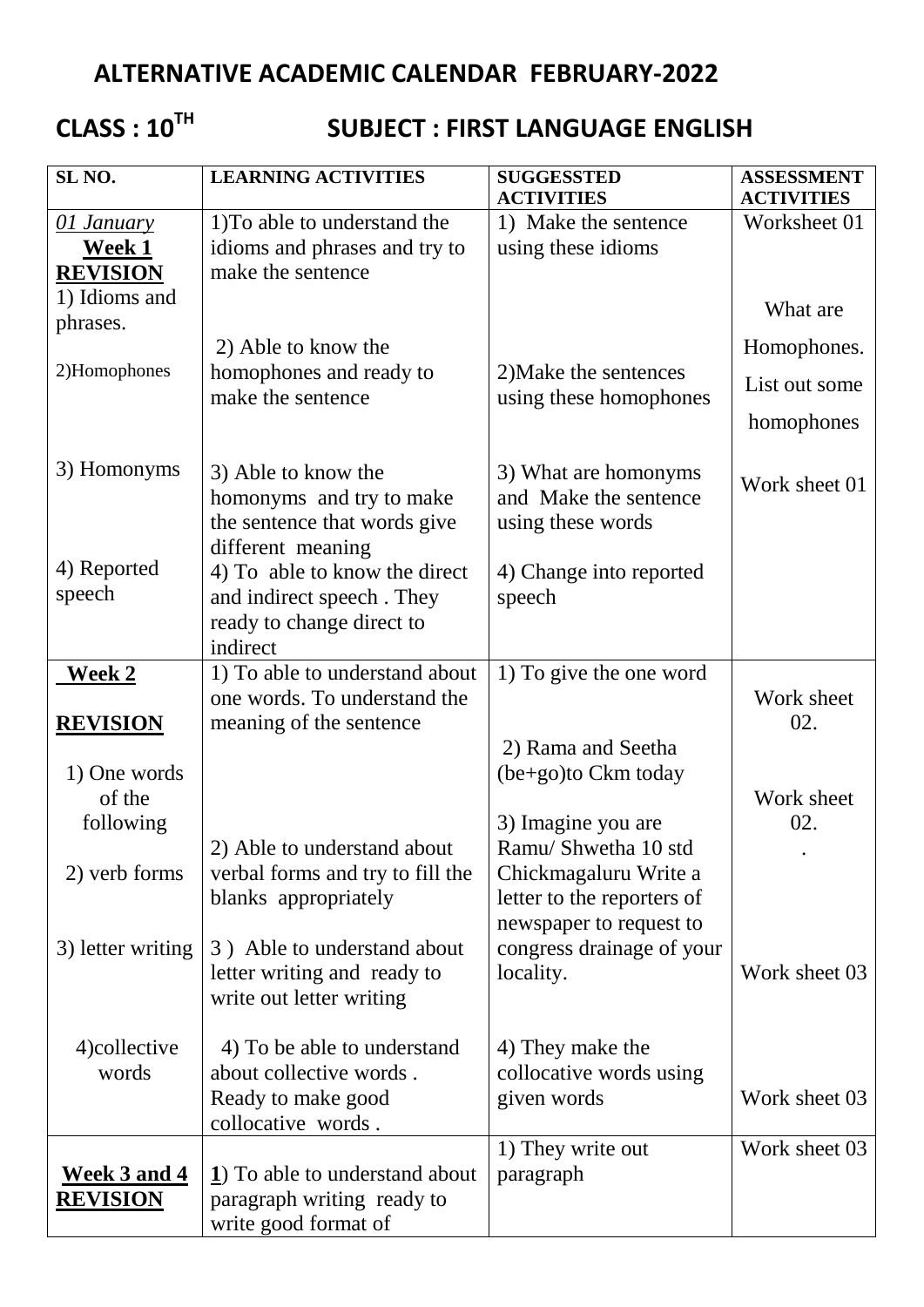# ALTERNATIVE ACADEMIC CALENDAR FEBRUARY-2022

## CLASS : $10^{TH}$ SUBJECT : FIRST LANGUAGE ENGLISH

| SL NO. | LEARNING ACTIVITIES | SUGGESSTED ACTIVITIES | ASSESSMENT ACTIVITIES |
|---|---|---|---|
| *01 January* **Week 1** **REVISION** 1) Idioms and phrases. | 1)To able to understand the idioms and phrases and try to make the sentence | 1) Make the sentence using these idioms | Worksheet 01 |
| 2)Homophones | 2) Able to know the homophones and ready to make the sentence | 2)Make the sentences using these homophones | What are Homophones. List out some homophones |
| 3) Homonyms | 3) Able to know the homonyms and try to make the sentence that words give different meaning | 3) What are homonyms and Make the sentence using these words | Work sheet 01 |
| 4) Reported speech | 4) To able to know the direct and indirect speech . They ready to change direct to indirect | 4) Change into reported speech | |
| **Week 2** **REVISION** 1) One words of the following | 1) To able to understand about one words. To understand the meaning of the sentence | 1) To give the one word | Work sheet 02. |
| 2) verb forms | 2) Able to understand about verbal forms and try to fill the blanks appropriately | 2) Rama and Seetha (be+go)to Ckm today | Work sheet 02. . |
| 3) letter writing | 3 ) Able to understand about letter writing and ready to write out letter writing | 3) Imagine you are Ramu/ Shwetha 10 std Chickmagaluru Write a letter to the reporters of newspaper to request to congress drainage of your locality. | Work sheet 03 |
| 4)collective words | 4) To be able to understand about collective words . Ready to make good collocative words . | 4) They make the collocative words using given words | Work sheet 03 |
| **Week 3 and 4** **REVISION** | **1**) To able to understand about paragraph writing ready to write good format of | 1) They write out paragraph | Work sheet 03 |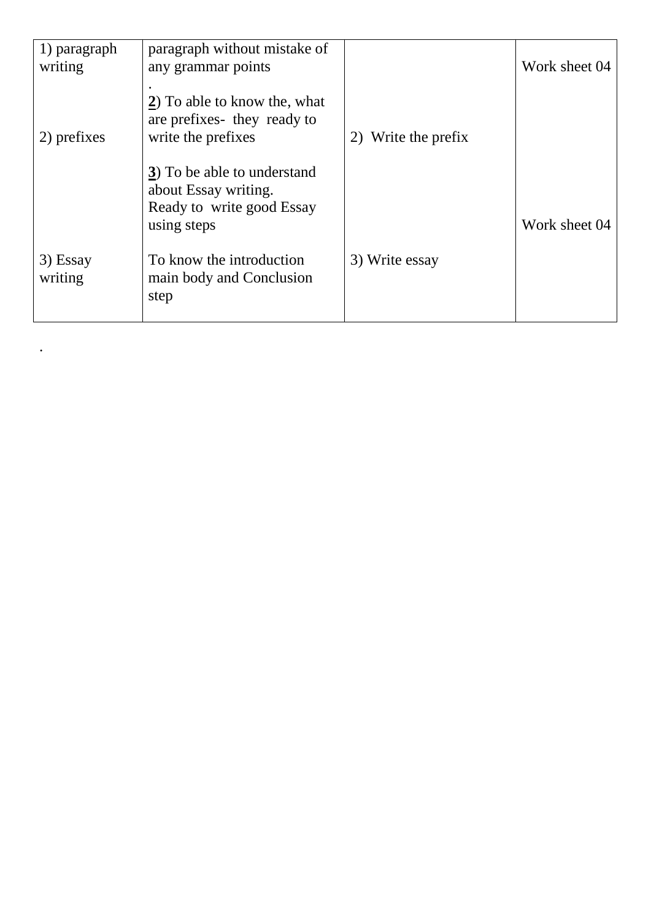| | | | |
|---|---|---|---|
| 1) paragraph writing<br><br><br><br>2) prefixes<br><br><br><br><br><br>3) Essay writing | paragraph without mistake of any grammar points<br>.<br>**2**) To able to know the, what are prefixes- they ready to write the prefixes<br><br>**3**) To be able to understand about Essay writing.<br>Ready to write good Essay using steps<br><br>To know the introduction main body and Conclusion step | <br><br><br><br>2) Write the prefix<br><br><br><br><br><br>3) Write essay | <br>Work sheet 04<br><br><br><br><br><br><br>Work sheet 04 |

.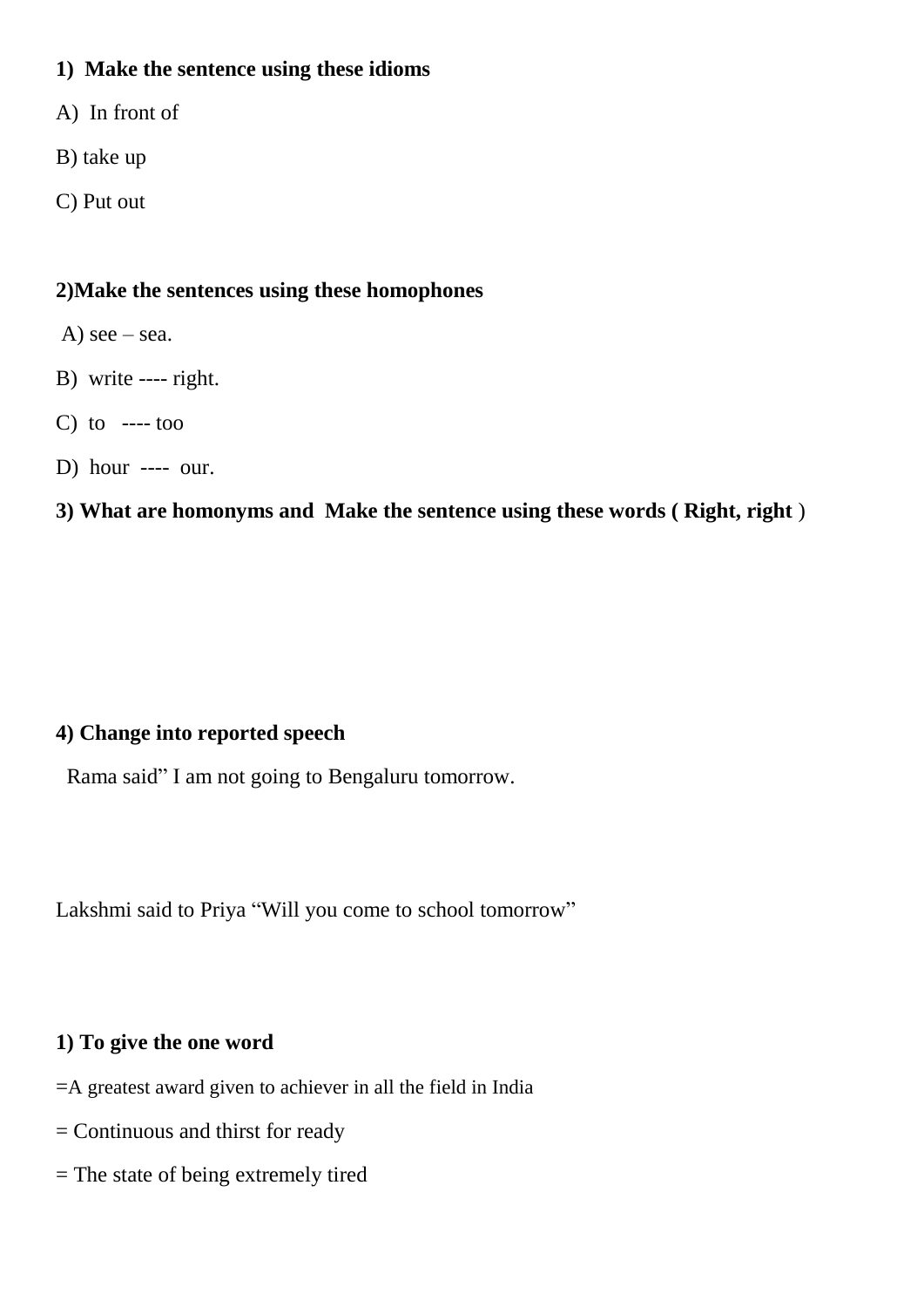**1) Make the sentence using these idioms**

A) In front of

B) take up

C) Put out

**2)Make the sentences using these homophones**

A) see – sea.

B) write ---- right.

C) to ---- too

D) hour ---- our.

**3) What are homonyms and Make the sentence using these words ( Right, right** )

**4) Change into reported speech**

Rama said" I am not going to Bengaluru tomorrow.

Lakshmi said to Priya "Will you come to school tomorrow"

**1) To give the one word**

=A greatest award given to achiever in all the field in India

= Continuous and thirst for ready

= The state of being extremely tired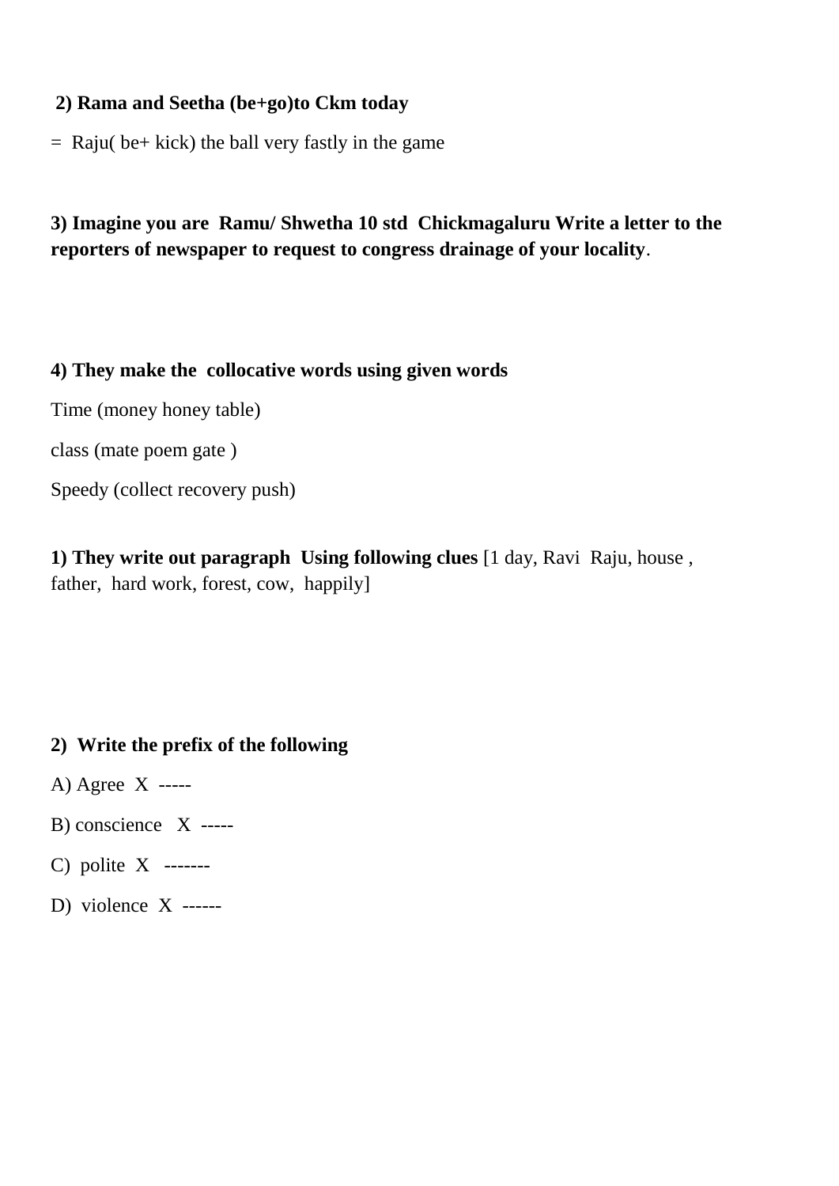**2) Rama and Seetha (be+go)to Ckm today**

= Raju( be+ kick) the ball very fastly in the game

**3) Imagine you are Ramu/ Shwetha 10 std Chickmagaluru Write a letter to the reporters of newspaper to request to congress drainage of your locality**.

**4) They make the collocative words using given words**

Time (money honey table)

class (mate poem gate )

Speedy (collect recovery push)

**1) They write out paragraph Using following clues** [1 day, Ravi Raju, house , father, hard work, forest, cow, happily]

**2) Write the prefix of the following**

A) Agree X -----

B) conscience X -----

C) polite X -------

D) violence X ------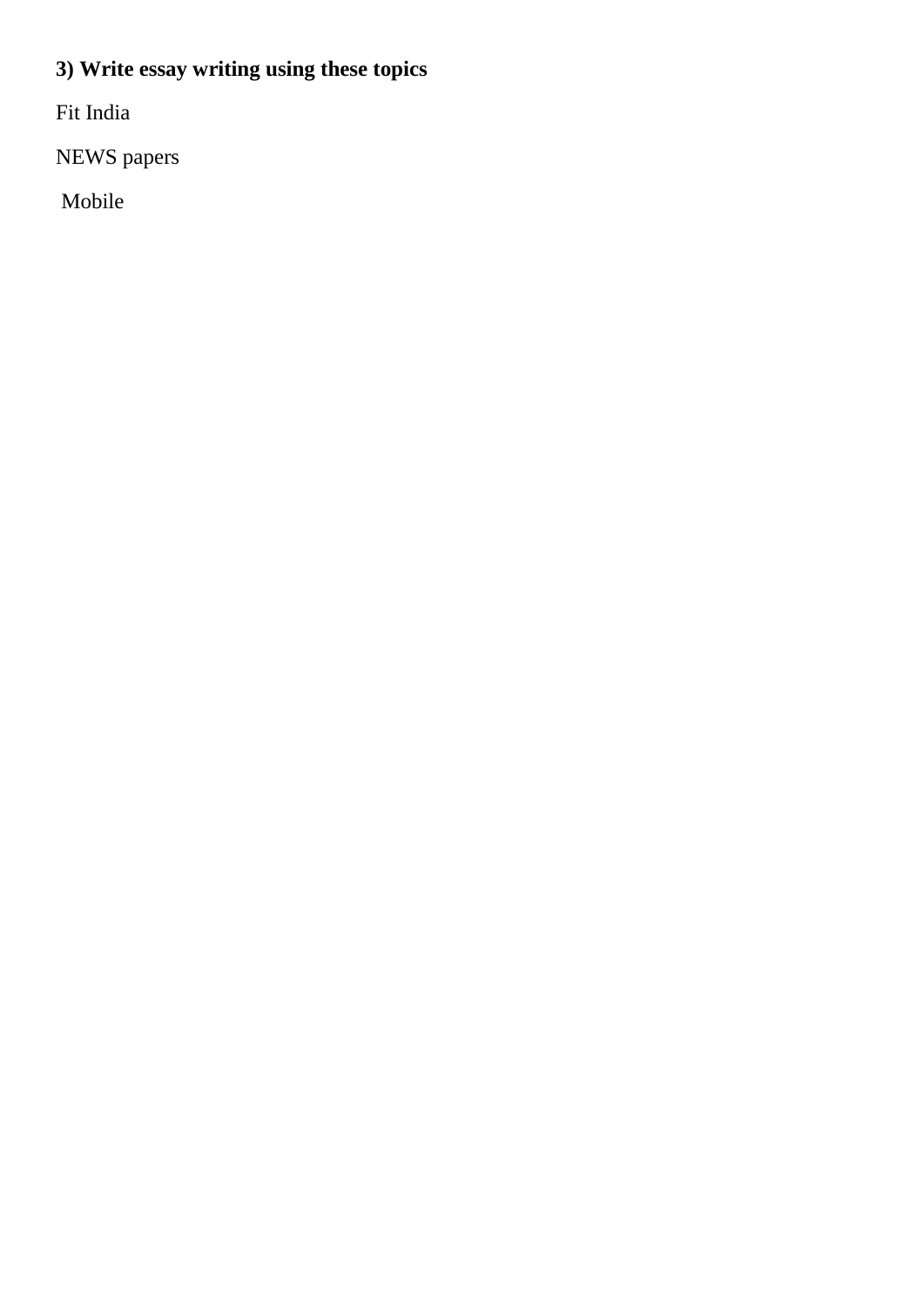**3) Write essay writing using these topics**

Fit India

NEWS papers

Mobile